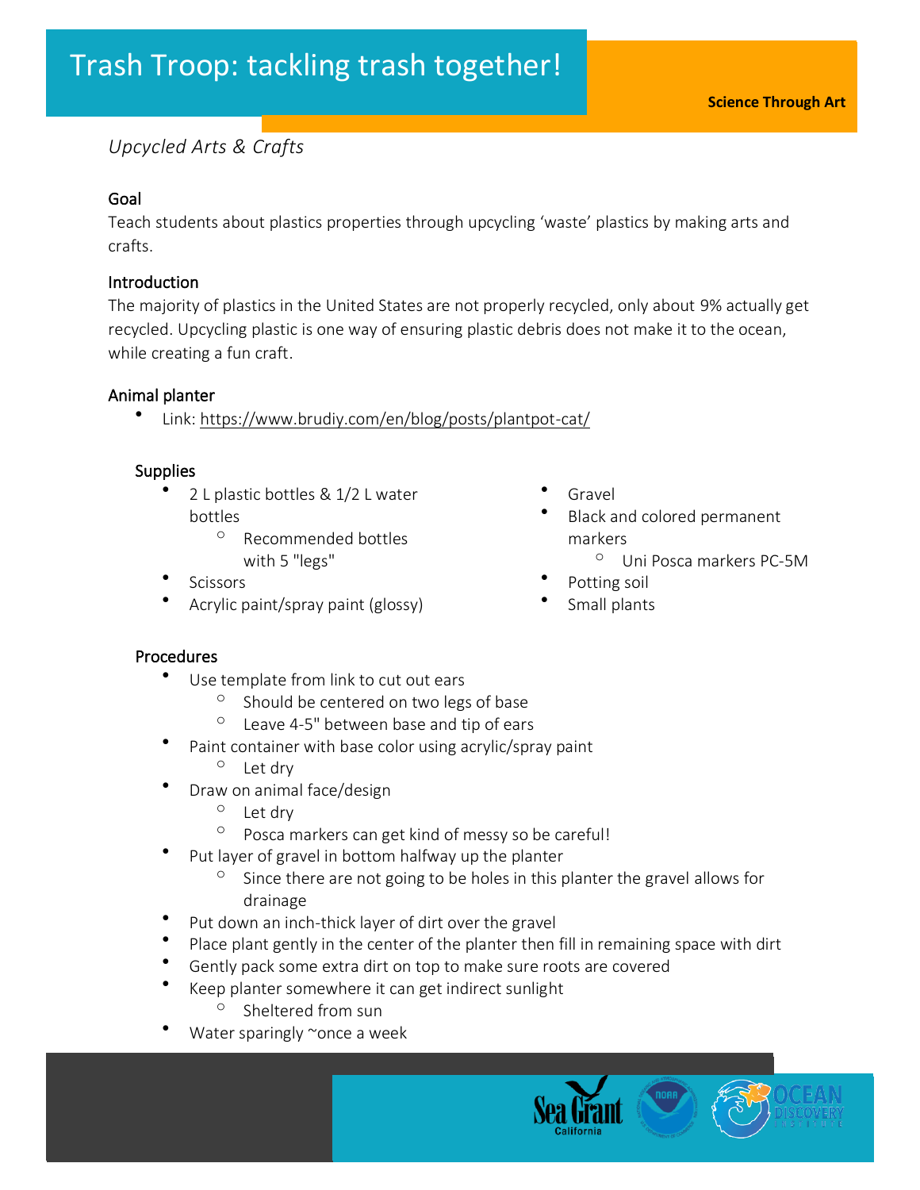# Trash Troop: tackling trash together!

**Science Through Art**

*Upcycled Arts & Crafts*

## Goal

Teach students about plastics properties through upcycling ‘waste’ plastics by making arts and crafts.

## Introduction

The majority of plastics in the United States are not properly recycled, only about 9% actually get recycled. Upcycling plastic is one way of ensuring plastic debris does not make it to the ocean, while creating a fun craft.

## Animal planter

- Link: https://www.brudiy.com/en/blog/posts/plantpot-cat/

### Supplies

- 2 L plastic bottles & 1/2 L water bottles
  - Recommended bottles with 5 "legs"
- Scissors
- Acrylic paint/spray paint (glossy)
- Gravel
- Black and colored permanent markers
  - Uni Posca markers PC-5M
- Potting soil
- Small plants

### Procedures

- Use template from link to cut out ears
  - Should be centered on two legs of base
  - Leave 4-5" between base and tip of ears
- Paint container with base color using acrylic/spray paint
  - Let dry
- Draw on animal face/design
  - Let dry
  - Posca markers can get kind of messy so be careful!
- Put layer of gravel in bottom halfway up the planter
  - Since there are not going to be holes in this planter the gravel allows for drainage
- Put down an inch-thick layer of dirt over the gravel
- Place plant gently in the center of the planter then fill in remaining space with dirt
- Gently pack some extra dirt on top to make sure roots are covered
- Keep planter somewhere it can get indirect sunlight
  - Sheltered from sun
- Water sparingly ~once a week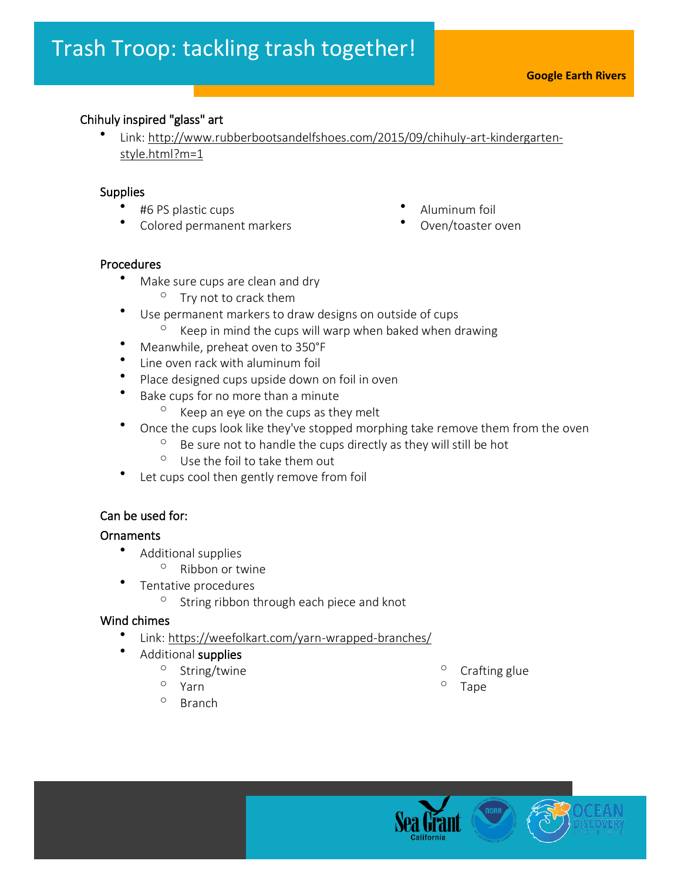# Trash Troop: tackling trash together!

**Google Earth Rivers**

## Chihuly inspired "glass" art

- Link: http://www.rubberbootsandelfshoes.com/2015/09/chihuly-art-kindergarten-style.html?m=1

### Supplies

- #6 PS plastic cups
- Colored permanent markers
- Aluminum foil
- Oven/toaster oven

### Procedures

- Make sure cups are clean and dry
  - Try not to crack them
- Use permanent markers to draw designs on outside of cups
  - Keep in mind the cups will warp when baked when drawing
- Meanwhile, preheat oven to 350°F
- Line oven rack with aluminum foil
- Place designed cups upside down on foil in oven
- Bake cups for no more than a minute
  - Keep an eye on the cups as they melt
- Once the cups look like they've stopped morphing take remove them from the oven
  - Be sure not to handle the cups directly as they will still be hot
  - Use the foil to take them out
- Let cups cool then gently remove from foil

### Can be used for:

### Ornaments

- Additional supplies
  - Ribbon or twine
- Tentative procedures
  - String ribbon through each piece and knot

### Wind chimes

- Link: https://weefolkart.com/yarn-wrapped-branches/
- Additional supplies
  - String/twine
  - Yarn
  - Branch
  - Crafting glue
  - Tape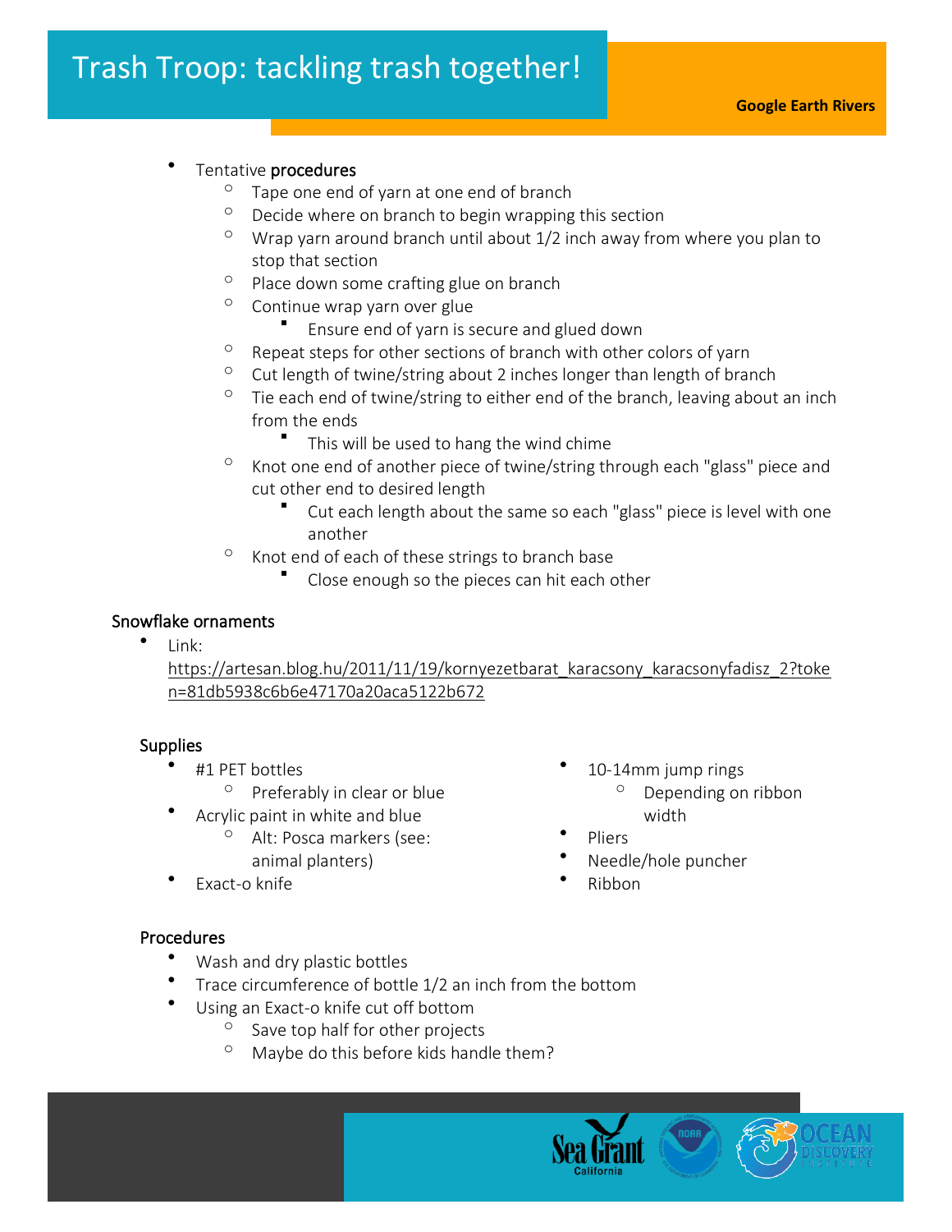- Tentative **procedures**
    - Tape one end of yarn at one end of branch
    - Decide where on branch to begin wrapping this section
    - Wrap yarn around branch until about 1/2 inch away from where you plan to stop that section
    - Place down some crafting glue on branch
    - Continue wrap yarn over glue
        - Ensure end of yarn is secure and glued down
    - Repeat steps for other sections of branch with other colors of yarn
    - Cut length of twine/string about 2 inches longer than length of branch
    - Tie each end of twine/string to either end of the branch, leaving about an inch from the ends
        - This will be used to hang the wind chime
    - Knot one end of another piece of twine/string through each "glass" piece and cut other end to desired length
        - Cut each length about the same so each "glass" piece is level with one another
    - Knot end of each of these strings to branch base
        - Close enough so the pieces can hit each other

## Snowflake ornaments

- Link: https://artesan.blog.hu/2011/11/19/kornyezetbarat_karacsony_karacsonyfadisz_2?token=81db5938c6b6e47170a20aca5122b672

### Supplies

- #1 PET bottles
    - Preferably in clear or blue
- Acrylic paint in white and blue
    - Alt: Posca markers (see: animal planters)
- Exact-o knife
- 10-14mm jump rings
    - Depending on ribbon width
- Pliers
- Needle/hole puncher
- Ribbon

### Procedures

- Wash and dry plastic bottles
- Trace circumference of bottle 1/2 an inch from the bottom
- Using an Exact-o knife cut off bottom
    - Save top half for other projects
    - Maybe do this before kids handle them?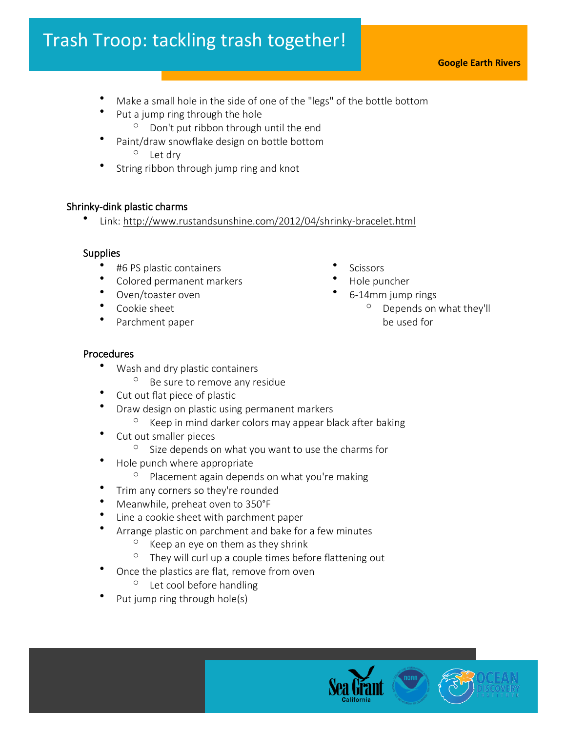- Make a small hole in the side of one of the "legs" of the bottle bottom
- Put a jump ring through the hole
  - Don't put ribbon through until the end
- Paint/draw snowflake design on bottle bottom
  - Let dry
- String ribbon through jump ring and knot

### Shrinky-dink plastic charms

- Link: http://www.rustandsunshine.com/2012/04/shrinky-bracelet.html

#### Supplies

- #6 PS plastic containers
- Colored permanent markers
- Oven/toaster oven
- Cookie sheet
- Parchment paper
- Scissors
- Hole puncher
- 6-14mm jump rings
  - Depends on what they'll be used for

#### Procedures

- Wash and dry plastic containers
  - Be sure to remove any residue
- Cut out flat piece of plastic
- Draw design on plastic using permanent markers
  - Keep in mind darker colors may appear black after baking
- Cut out smaller pieces
  - Size depends on what you want to use the charms for
- Hole punch where appropriate
  - Placement again depends on what you're making
- Trim any corners so they're rounded
- Meanwhile, preheat oven to 350°F
- Line a cookie sheet with parchment paper
- Arrange plastic on parchment and bake for a few minutes
  - Keep an eye on them as they shrink
  - They will curl up a couple times before flattening out
- Once the plastics are flat, remove from oven
  - Let cool before handling
- Put jump ring through hole(s)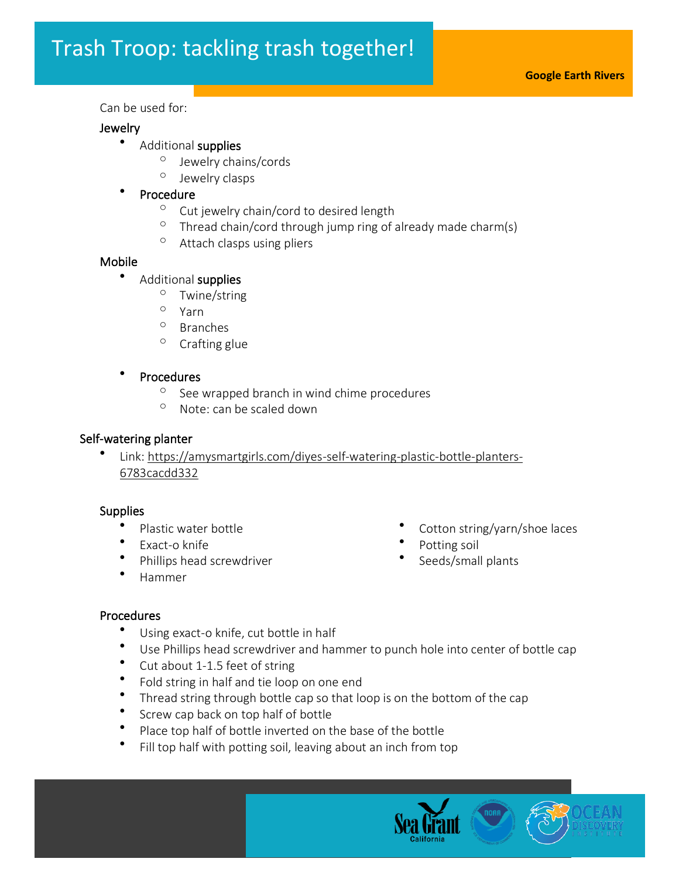Can be used for:

### Jewelry

- Additional **supplies**
  - Jewelry chains/cords
  - Jewelry clasps
- Procedure
  - Cut jewelry chain/cord to desired length
  - Thread chain/cord through jump ring of already made charm(s)
  - Attach clasps using pliers

### Mobile

- Additional **supplies**
  - Twine/string
  - Yarn
  - Branches
  - Crafting glue
- Procedures
  - See wrapped branch in wind chime procedures
  - Note: can be scaled down

## Self-watering planter

- Link: [https://amysmartgirls.com/diyes-self-watering-plastic-bottle-planters-6783cacdd332](https://amysmartgirls.com/diyes-self-watering-plastic-bottle-planters-6783cacdd332)

### Supplies

- Plastic water bottle
- Exact-o knife
- Phillips head screwdriver
- Hammer
- Cotton string/yarn/shoe laces
- Potting soil
- Seeds/small plants

### Procedures

- Using exact-o knife, cut bottle in half
- Use Phillips head screwdriver and hammer to punch hole into center of bottle cap
- Cut about 1-1.5 feet of string
- Fold string in half and tie loop on one end
- Thread string through bottle cap so that loop is on the bottom of the cap
- Screw cap back on top half of bottle
- Place top half of bottle inverted on the base of the bottle
- Fill top half with potting soil, leaving about an inch from top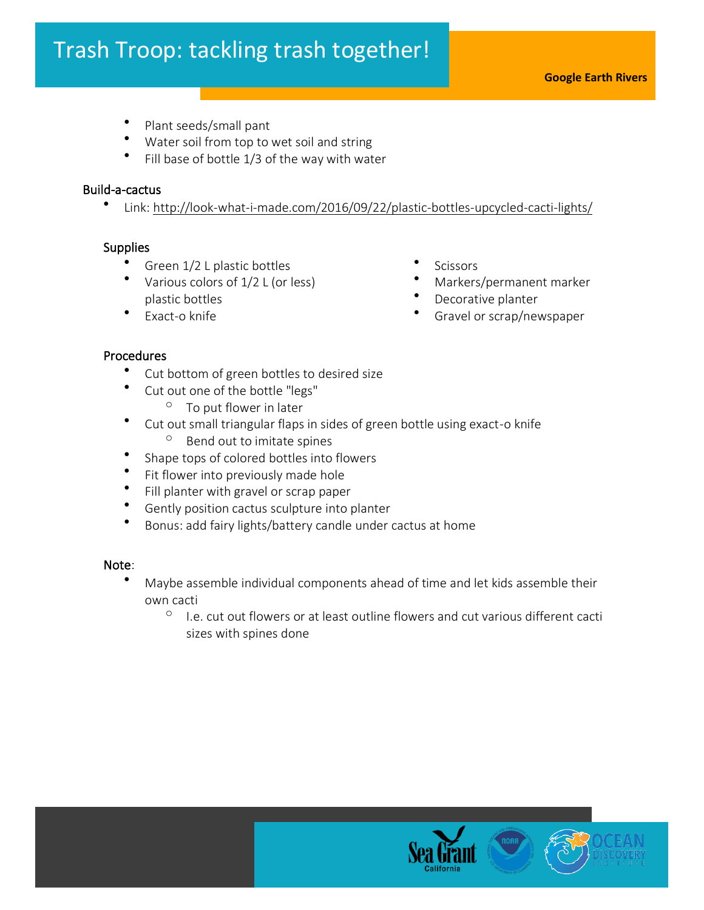- Plant seeds/small pant
- Water soil from top to wet soil and string
- Fill base of bottle 1/3 of the way with water

### Build-a-cactus

- Link: http://look-what-i-made.com/2016/09/22/plastic-bottles-upcycled-cacti-lights/

#### Supplies

- Green 1/2 L plastic bottles
- Various colors of 1/2 L (or less) plastic bottles
- Exact-o knife
- Scissors
- Markers/permanent marker
- Decorative planter
- Gravel or scrap/newspaper

#### Procedures

- Cut bottom of green bottles to desired size
- Cut out one of the bottle "legs"
  - To put flower in later
- Cut out small triangular flaps in sides of green bottle using exact-o knife
  - Bend out to imitate spines
- Shape tops of colored bottles into flowers
- Fit flower into previously made hole
- Fill planter with gravel or scrap paper
- Gently position cactus sculpture into planter
- Bonus: add fairy lights/battery candle under cactus at home

#### Note:

- Maybe assemble individual components ahead of time and let kids assemble their own cacti
  - I.e. cut out flowers or at least outline flowers and cut various different cacti sizes with spines done